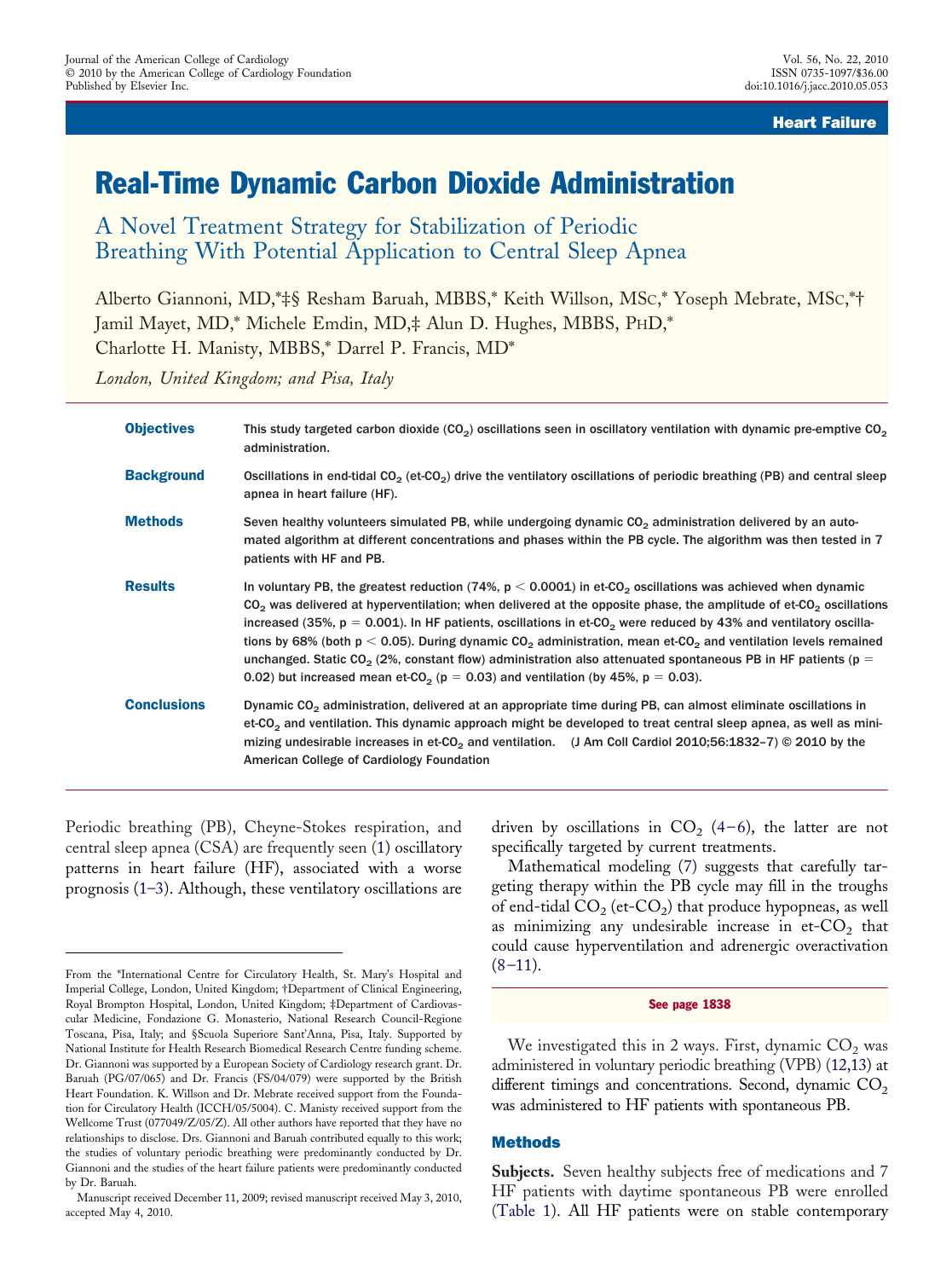Heart Failure

# Real-Time Dynamic Carbon Dioxide Administration

## A Novel Treatment Strategy for Stabilization of Periodic Breathing With Potential Application to Central Sleep Apnea

Alberto Giannoni, MD,*‡§ Resham Baruah, MBBS,* Keith Willson, MSc,* Yoseph Mebrate, MSc,*† Jamil Mayet, MD,* Michele Emdin, MD,‡ Alun D. Hughes, MBBS, PhD,* Charlotte H. Manisty, MBBS,* Darrel P. Francis, MD*

*London, United Kingdom; and Pisa, Italy*

**Objectives** This study targeted carbon dioxide ($CO_2$) oscillations seen in oscillatory ventilation with dynamic pre-emptive $CO_2$ administration.

**Background** Oscillations in end-tidal $CO_2$ (et-$CO_2$) drive the ventilatory oscillations of periodic breathing (PB) and central sleep apnea in heart failure (HF).

**Methods** Seven healthy volunteers simulated PB, while undergoing dynamic $CO_2$ administration delivered by an automated algorithm at different concentrations and phases within the PB cycle. The algorithm was then tested in 7 patients with HF and PB.

**Results** In voluntary PB, the greatest reduction (74%, $p < 0.0001$) in et-$CO_2$ oscillations was achieved when dynamic $CO_2$ was delivered at hyperventilation; when delivered at the opposite phase, the amplitude of et-$CO_2$ oscillations increased (35%, $p = 0.001$). In HF patients, oscillations in et-$CO_2$ were reduced by 43% and ventilatory oscillations by 68% (both $p < 0.05$). During dynamic $CO_2$ administration, mean et-$CO_2$ and ventilation levels remained unchanged. Static $CO_2$ (2%, constant flow) administration also attenuated spontaneous PB in HF patients ($p = 0.02$) but increased mean et-$CO_2$ ($p = 0.03$) and ventilation (by 45%, $p = 0.03$).

**Conclusions** Dynamic $CO_2$ administration, delivered at an appropriate time during PB, can almost eliminate oscillations in et-$CO_2$ and ventilation. This dynamic approach might be developed to treat central sleep apnea, as well as minimizing undesirable increases in et-$CO_2$ and ventilation. (J Am Coll Cardiol 2010;56:1832–7) © 2010 by the American College of Cardiology Foundation

Periodic breathing (PB), Cheyne-Stokes respiration, and central sleep apnea (CSA) are frequently seen (1) oscillatory patterns in heart failure (HF), associated with a worse prognosis (1–3). Although, these ventilatory oscillations are driven by oscillations in $CO_2$ (4–6), the latter are not specifically targeted by current treatments.

Mathematical modeling (7) suggests that carefully targeting therapy within the PB cycle may fill in the troughs of end-tidal $CO_2$ (et-$CO_2$) that produce hypopneas, as well as minimizing any undesirable increase in et-$CO_2$ that could cause hyperventilation and adrenergic overactivation (8–11).

See page 1838

We investigated this in 2 ways. First, dynamic $CO_2$ was administered in voluntary periodic breathing (VPB) (12,13) at different timings and concentrations. Second, dynamic $CO_2$ was administered to HF patients with spontaneous PB.

## Methods

**Subjects.** Seven healthy subjects free of medications and 7 HF patients with daytime spontaneous PB were enrolled (Table 1). All HF patients were on stable contemporary

From the *International Centre for Circulatory Health, St. Mary's Hospital and Imperial College, London, United Kingdom; †Department of Clinical Engineering, Royal Brompton Hospital, London, United Kingdom; ‡Department of Cardiovascular Medicine, Fondazione G. Monasterio, National Research Council-Regione Toscana, Pisa, Italy; and §Scuola Superiore Sant'Anna, Pisa, Italy. Supported by National Institute for Health Research Biomedical Research Centre funding scheme. Dr. Giannoni was supported by a European Society of Cardiology research grant. Dr. Baruah (PG/07/065) and Dr. Francis (FS/04/079) were supported by the British Heart Foundation. K. Willson and Dr. Mebrate received support from the Foundation for Circulatory Health (ICCH/05/5004). C. Manisty received support from the Wellcome Trust (077049/Z/05/Z). All other authors have reported that they have no relationships to disclose. Drs. Giannoni and Baruah contributed equally to this work; the studies of voluntary periodic breathing were predominantly conducted by Dr. Giannoni and the studies of the heart failure patients were predominantly conducted by Dr. Baruah.

Manuscript received December 11, 2009; revised manuscript received May 3, 2010, accepted May 4, 2010.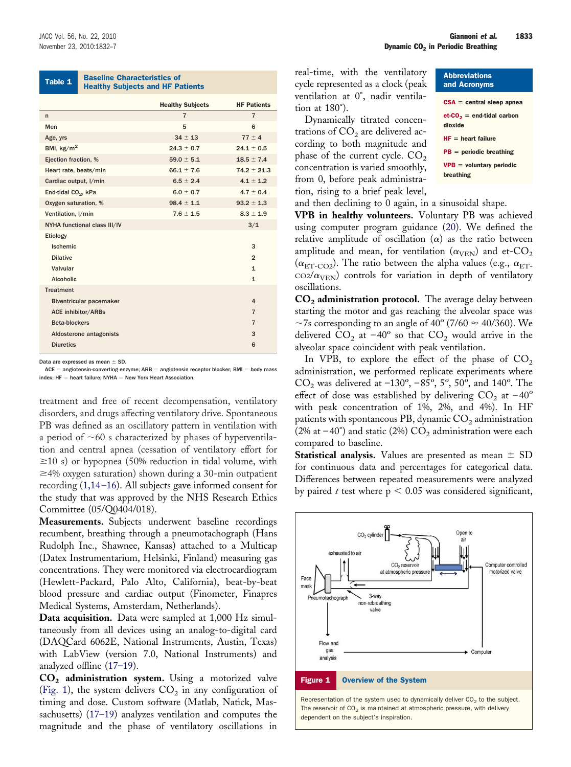**Table 1 Baseline Characteristics of Healthy Subjects and HF Patients**

| | Healthy Subjects | HF Patients |
|---|---|---|
| n | 7 | 7 |
| Men | 5 | 6 |
| Age, yrs | 34 ± 13 | 77 ± 4 |
| BMI, kg/m$^2$ | 24.3 ± 0.7 | 24.1 ± 0.5 |
| Ejection fraction, % | 59.0 ± 5.1 | 18.5 ± 7.4 |
| Heart rate, beats/min | 66.1 ± 7.6 | 74.2 ± 21.3 |
| Cardiac output, l/min | 6.5 ± 2.4 | 4.1 ± 1.2 |
| End-tidal $CO_2$, kPa | 6.0 ± 0.7 | 4.7 ± 0.4 |
| Oxygen saturation, % | 98.4 ± 1.1 | 93.2 ± 1.3 |
| Ventilation, l/min | 7.6 ± 1.5 | 8.3 ± 1.9 |
| NYHA functional class III/IV | | 3/1 |
| Etiology | | |
| Ischemic | | 3 |
| Dilative | | 2 |
| Valvular | | 1 |
| Alcoholic | | 1 |
| Treatment | | |
| Biventricular pacemaker | | 4 |
| ACE inhibitor/ARBs | | 7 |
| Beta-blockers | | 7 |
| Aldosterone antagonists | | 3 |
| Diuretics | | 6 |

Data are expressed as mean ± SD.

ACE = angiotensin-converting enzyme; ARB = angiotensin receptor blocker; BMI = body mass index; HF = heart failure; NYHA = New York Heart Association.

treatment and free of recent decompensation, ventilatory disorders, and drugs affecting ventilatory drive. Spontaneous PB was defined as an oscillatory pattern in ventilation with a period of ~60 s characterized by phases of hyperventilation and central apnea (cessation of ventilatory effort for ≥10 s) or hypopnea (50% reduction in tidal volume, with ≥4% oxygen saturation) shown during a 30-min outpatient recording (1,14–16). All subjects gave informed consent for the study that was approved by the NHS Research Ethics Committee (05/Q0404/018).

**Measurements.** Subjects underwent baseline recordings recumbent, breathing through a pneumotachograph (Hans Rudolph Inc., Shawnee, Kansas) attached to a Multicap (Datex Instrumentarium, Helsinki, Finland) measuring gas concentrations. They were monitored via electrocardiogram (Hewlett-Packard, Palo Alto, California), beat-by-beat blood pressure and cardiac output (Finometer, Finapres Medical Systems, Amsterdam, Netherlands).

**Data acquisition.** Data were sampled at 1,000 Hz simultaneously from all devices using an analog-to-digital card (DAQCard 6062E, National Instruments, Austin, Texas) with LabView (version 7.0, National Instruments) and analyzed offline (17–19).

**$CO_2$ administration system.** Using a motorized valve (Fig. 1), the system delivers $CO_2$ in any configuration of timing and dose. Custom software (Matlab, Natick, Massachusetts) (17–19) analyzes ventilation and computes the magnitude and the phase of ventilatory oscillations in real-time, with the ventilatory cycle represented as a clock (peak ventilation at 0°, nadir ventilation at 180°).

**Abbreviations and Acronyms**

CSA = central sleep apnea

et-$CO_2$ = end-tidal carbon dioxide

HF = heart failure

PB = periodic breathing

VPB = voluntary periodic breathing

Dynamically titrated concentrations of $CO_2$ are delivered according to both magnitude and phase of the current cycle. $CO_2$ concentration is varied smoothly, from 0, before peak administration, rising to a brief peak level, and then declining to 0 again, in a sinusoidal shape.

**VPB in healthy volunteers.** Voluntary PB was achieved using computer program guidance (20). We defined the relative amplitude of oscillation ($\alpha$) as the ratio between amplitude and mean, for ventilation ($\alpha_{VEN}$) and et-$CO_2$ ($\alpha_{ET\text{-}CO2}$). The ratio between the alpha values (e.g., $\alpha_{ET\text{-}CO2}/\alpha_{VEN}$) controls for variation in depth of ventilatory oscillations.

**$CO_2$ administration protocol.** The average delay between starting the motor and gas reaching the alveolar space was ~7s corresponding to an angle of 40° (7/60 ≈ 40/360). We delivered $CO_2$ at −40° so that $CO_2$ would arrive in the alveolar space coincident with peak ventilation.

In VPB, to explore the effect of the phase of $CO_2$ administration, we performed replicate experiments where $CO_2$ was delivered at −130°, −85°, 5°, 50°, and 140°. The effect of dose was established by delivering $CO_2$ at −40° with peak concentration of 1%, 2%, and 4%). In HF patients with spontaneous PB, dynamic $CO_2$ administration (2% at −40°) and static (2%) $CO_2$ administration were each compared to baseline.

**Statistical analysis.** Values are presented as mean ± SD for continuous data and percentages for categorical data. Differences between repeated measurements were analyzed by paired *t* test where $p < 0.05$ was considered significant,

**Figure 1 Overview of the System**

Representation of the system used to dynamically deliver $CO_2$ to the subject. The reservoir of $CO_2$ is maintained at atmospheric pressure, with delivery dependent on the subject's inspiration.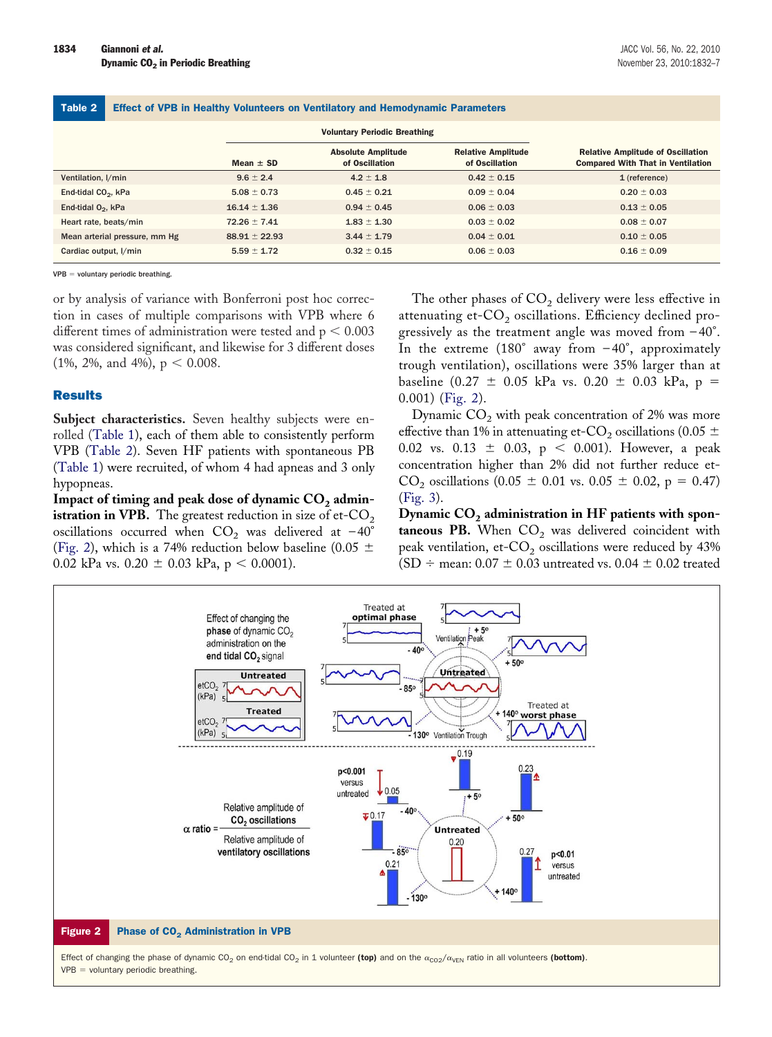**Table 2 Effect of VPB in Healthy Volunteers on Ventilatory and Hemodynamic Parameters**

| | Voluntary Periodic Breathing | | | |
|---|---|---|---|---|
| | Mean ± SD | Absolute Amplitude of Oscillation | Relative Amplitude of Oscillation | Relative Amplitude of Oscillation Compared With That in Ventilation |
| Ventilation, l/min | 9.6 ± 2.4 | 4.2 ± 1.8 | 0.42 ± 0.15 | 1 (reference) |
| End-tidal $CO_2$, kPa | 5.08 ± 0.73 | 0.45 ± 0.21 | 0.09 ± 0.04 | 0.20 ± 0.03 |
| End-tidal $O_2$, kPa | 16.14 ± 1.36 | 0.94 ± 0.45 | 0.06 ± 0.03 | 0.13 ± 0.05 |
| Heart rate, beats/min | 72.26 ± 7.41 | 1.83 ± 1.30 | 0.03 ± 0.02 | 0.08 ± 0.07 |
| Mean arterial pressure, mm Hg | 88.91 ± 22.93 | 3.44 ± 1.79 | 0.04 ± 0.01 | 0.10 ± 0.05 |
| Cardiac output, l/min | 5.59 ± 1.72 | 0.32 ± 0.15 | 0.06 ± 0.03 | 0.16 ± 0.09 |

VPB = voluntary periodic breathing.

or by analysis of variance with Bonferroni post hoc correction in cases of multiple comparisons with VPB where 6 different times of administration were tested and $p < 0.003$ was considered significant, and likewise for 3 different doses (1%, 2%, and 4%), $p < 0.008$.

## Results

**Subject characteristics.** Seven healthy subjects were enrolled (Table 1), each of them able to consistently perform VPB (Table 2). Seven HF patients with spontaneous PB (Table 1) were recruited, of whom 4 had apneas and 3 only hypopneas.

**Impact of timing and peak dose of dynamic $CO_2$ administration in VPB.** The greatest reduction in size of et-$CO_2$ oscillations occurred when $CO_2$ was delivered at −40° (Fig. 2), which is a 74% reduction below baseline (0.05 ± 0.02 kPa vs. 0.20 ± 0.03 kPa, $p < 0.0001$).

The other phases of $CO_2$ delivery were less effective in attenuating et-$CO_2$ oscillations. Efficiency declined progressively as the treatment angle was moved from −40°. In the extreme (180° away from −40°, approximately trough ventilation), oscillations were 35% larger than at baseline (0.27 ± 0.05 kPa vs. 0.20 ± 0.03 kPa, $p = 0.001$) (Fig. 2).

Dynamic $CO_2$ with peak concentration of 2% was more effective than 1% in attenuating et-$CO_2$ oscillations (0.05 ± 0.02 vs. 0.13 ± 0.03, $p < 0.001$). However, a peak concentration higher than 2% did not further reduce et-$CO_2$ oscillations (0.05 ± 0.01 vs. 0.05 ± 0.02, $p = 0.47$) (Fig. 3).

**Dynamic $CO_2$ administration in HF patients with spontaneous PB.** When $CO_2$ was delivered coincident with peak ventilation, et-$CO_2$ oscillations were reduced by 43% (SD ÷ mean: 0.07 ± 0.03 untreated vs. 0.04 ± 0.02 treated

**Figure 2 Phase of $CO_2$ Administration in VPB**

Effect of changing the phase of dynamic $CO_2$ on end-tidal $CO_2$ in 1 volunteer **(top)** and on the $\alpha_{CO2}/\alpha_{VEN}$ ratio in all volunteers **(bottom)**. VPB = voluntary periodic breathing.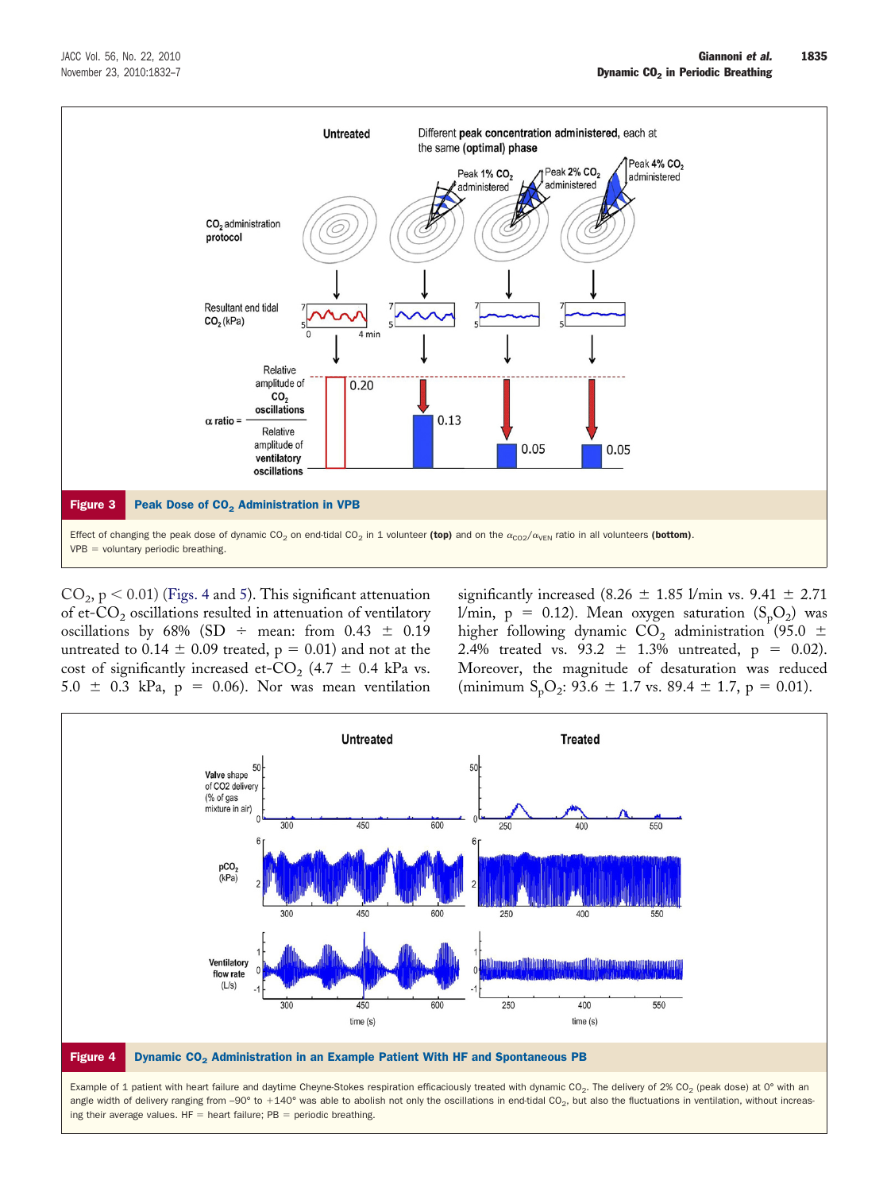**Figure 3** **Peak Dose of $CO_2$ Administration in VPB**

Effect of changing the peak dose of dynamic $CO_2$ on end-tidal $CO_2$ in 1 volunteer **(top)** and on the $\alpha_{CO2}/\alpha_{VEN}$ ratio in all volunteers **(bottom)**. VPB = voluntary periodic breathing.

$CO_2$, $p < 0.01$) (Figs. 4 and 5). This significant attenuation of et-$CO_2$ oscillations resulted in attenuation of ventilatory oscillations by 68% (SD ÷ mean: from 0.43 ± 0.19 untreated to 0.14 ± 0.09 treated, $p = 0.01$) and not at the cost of significantly increased et-$CO_2$ (4.7 ± 0.4 kPa vs. 5.0 ± 0.3 kPa, $p = 0.06$). Nor was mean ventilation significantly increased (8.26 ± 1.85 l/min vs. 9.41 ± 2.71 l/min, $p = 0.12$). Mean oxygen saturation ($S_pO_2$) was higher following dynamic $CO_2$ administration (95.0 ± 2.4% treated vs. 93.2 ± 1.3% untreated, $p = 0.02$). Moreover, the magnitude of desaturation was reduced (minimum $S_pO_2$: 93.6 ± 1.7 vs. 89.4 ± 1.7, $p = 0.01$).

**Figure 4** **Dynamic $CO_2$ Administration in an Example Patient With HF and Spontaneous PB**

Example of 1 patient with heart failure and daytime Cheyne-Stokes respiration efficaciously treated with dynamic $CO_2$. The delivery of 2% $CO_2$ (peak dose) at 0° with an angle width of delivery ranging from −90° to +140° was able to abolish not only the oscillations in end-tidal $CO_2$, but also the fluctuations in ventilation, without increasing their average values. HF = heart failure; PB = periodic breathing.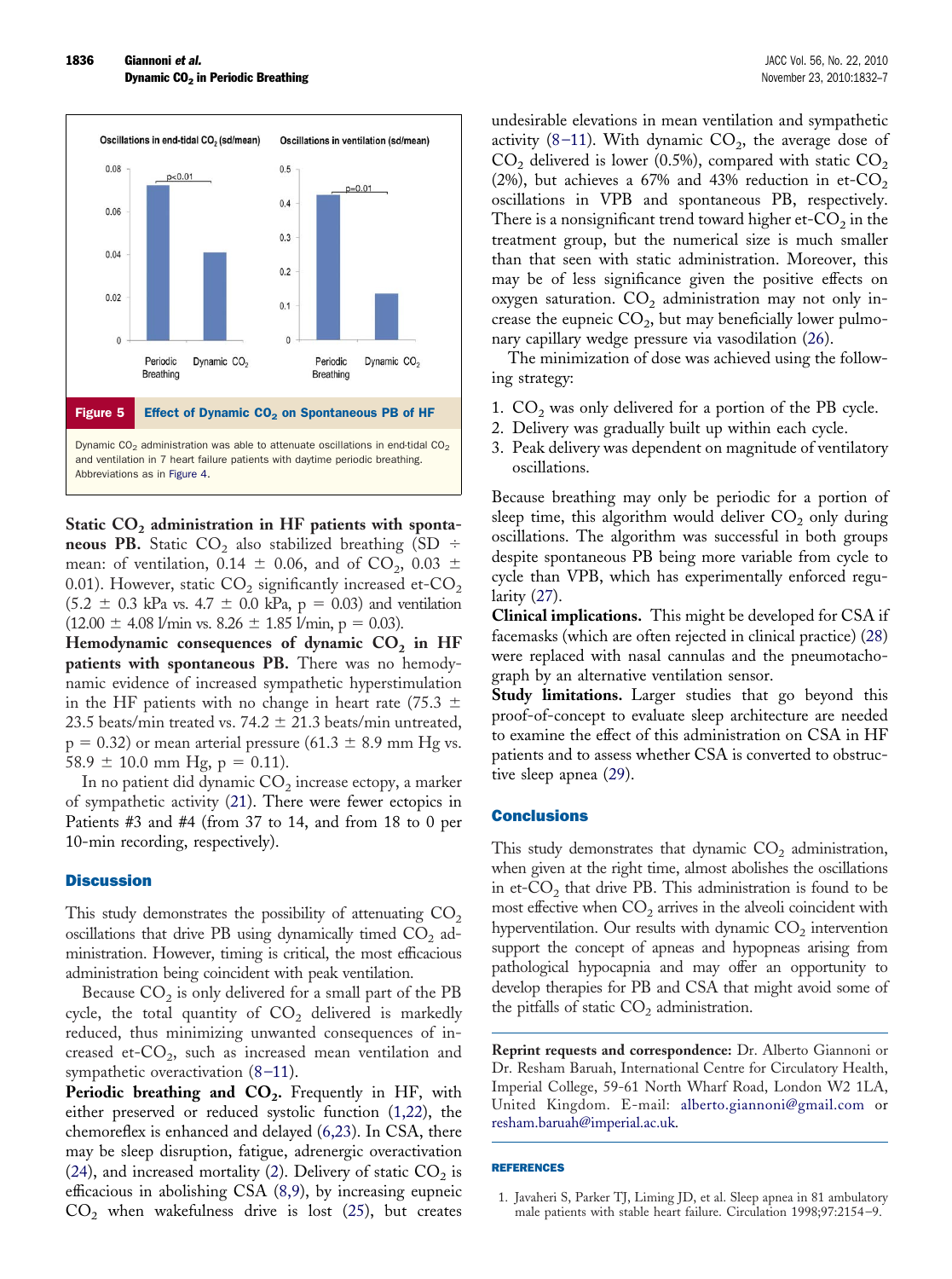Figure 5 Effect of Dynamic $CO_2$ on Spontaneous PB of HF

Dynamic $CO_2$ administration was able to attenuate oscillations in end-tidal $CO_2$ and ventilation in 7 heart failure patients with daytime periodic breathing. Abbreviations as in Figure 4.

**Static $CO_2$ administration in HF patients with spontaneous PB.** Static $CO_2$ also stabilized breathing (SD ÷ mean: of ventilation, $0.14 \pm 0.06$, and of $CO_2$, $0.03 \pm 0.01$). However, static $CO_2$ significantly increased et-$CO_2$ ($5.2 \pm 0.3$ kPa vs. $4.7 \pm 0.0$ kPa, $p = 0.03$) and ventilation ($12.00 \pm 4.08$ l/min vs. $8.26 \pm 1.85$ l/min, $p = 0.03$).

**Hemodynamic consequences of dynamic $CO_2$ in HF patients with spontaneous PB.** There was no hemodynamic evidence of increased sympathetic hyperstimulation in the HF patients with no change in heart rate ($75.3 \pm 23.5$ beats/min treated vs. $74.2 \pm 21.3$ beats/min untreated, $p = 0.32$) or mean arterial pressure ($61.3 \pm 8.9$ mm Hg vs. $58.9 \pm 10.0$ mm Hg, $p = 0.11$).

In no patient did dynamic $CO_2$ increase ectopy, a marker of sympathetic activity (21). There were fewer ectopics in Patients #3 and #4 (from 37 to 14, and from 18 to 0 per 10-min recording, respectively).

## Discussion

This study demonstrates the possibility of attenuating $CO_2$ oscillations that drive PB using dynamically timed $CO_2$ administration. However, timing is critical, the most efficacious administration being coincident with peak ventilation.

Because $CO_2$ is only delivered for a small part of the PB cycle, the total quantity of $CO_2$ delivered is markedly reduced, thus minimizing unwanted consequences of increased et-$CO_2$, such as increased mean ventilation and sympathetic overactivation (8–11).

**Periodic breathing and $CO_2$.** Frequently in HF, with either preserved or reduced systolic function (1,22), the chemoreflex is enhanced and delayed (6,23). In CSA, there may be sleep disruption, fatigue, adrenergic overactivation (24), and increased mortality (2). Delivery of static $CO_2$ is efficacious in abolishing CSA (8,9), by increasing eupneic $CO_2$ when wakefulness drive is lost (25), but creates undesirable elevations in mean ventilation and sympathetic activity (8–11). With dynamic $CO_2$, the average dose of $CO_2$ delivered is lower (0.5%), compared with static $CO_2$ (2%), but achieves a 67% and 43% reduction in et-$CO_2$ oscillations in VPB and spontaneous PB, respectively. There is a nonsignificant trend toward higher et-$CO_2$ in the treatment group, but the numerical size is much smaller than that seen with static administration. Moreover, this may be of less significance given the positive effects on oxygen saturation. $CO_2$ administration may not only increase the eupneic $CO_2$, but may beneficially lower pulmonary capillary wedge pressure via vasodilation (26).

The minimization of dose was achieved using the following strategy:

1. $CO_2$ was only delivered for a portion of the PB cycle.
2. Delivery was gradually built up within each cycle.
3. Peak delivery was dependent on magnitude of ventilatory oscillations.

Because breathing may only be periodic for a portion of sleep time, this algorithm would deliver $CO_2$ only during oscillations. The algorithm was successful in both groups despite spontaneous PB being more variable from cycle to cycle than VPB, which has experimentally enforced regularity (27).

**Clinical implications.** This might be developed for CSA if facemasks (which are often rejected in clinical practice) (28) were replaced with nasal cannulas and the pneumotachograph by an alternative ventilation sensor.

**Study limitations.** Larger studies that go beyond this proof-of-concept to evaluate sleep architecture are needed to examine the effect of this administration on CSA in HF patients and to assess whether CSA is converted to obstructive sleep apnea (29).

## Conclusions

This study demonstrates that dynamic $CO_2$ administration, when given at the right time, almost abolishes the oscillations in et-$CO_2$ that drive PB. This administration is found to be most effective when $CO_2$ arrives in the alveoli coincident with hyperventilation. Our results with dynamic $CO_2$ intervention support the concept of apneas and hypopneas arising from pathological hypocapnia and may offer an opportunity to develop therapies for PB and CSA that might avoid some of the pitfalls of static $CO_2$ administration.

**Reprint requests and correspondence:** Dr. Alberto Giannoni or Dr. Resham Baruah, International Centre for Circulatory Health, Imperial College, 59-61 North Wharf Road, London W2 1LA, United Kingdom. E-mail: alberto.giannoni@gmail.com or resham.baruah@imperial.ac.uk.

## REFERENCES

1. Javaheri S, Parker TJ, Liming JD, et al. Sleep apnea in 81 ambulatory male patients with stable heart failure. Circulation 1998;97:2154–9.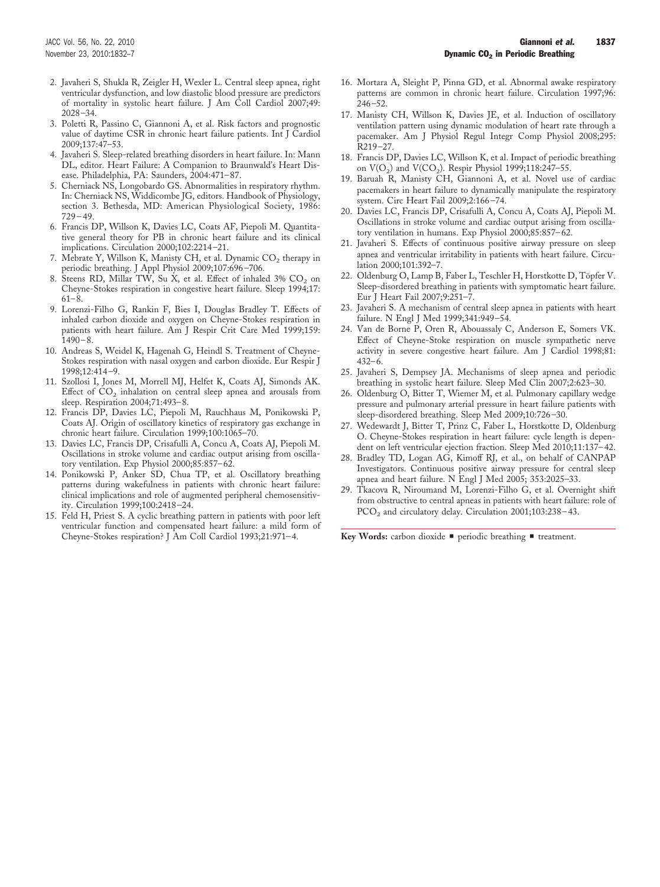2. Javaheri S, Shukla R, Zeigler H, Wexler L. Central sleep apnea, right ventricular dysfunction, and low diastolic blood pressure are predictors of mortality in systolic heart failure. J Am Coll Cardiol 2007;49: 2028–34.
3. Poletti R, Passino C, Giannoni A, et al. Risk factors and prognostic value of daytime CSR in chronic heart failure patients. Int J Cardiol 2009;137:47–53.
4. Javaheri S. Sleep-related breathing disorders in heart failure. In: Mann DL, editor. Heart Failure: A Companion to Braunwald's Heart Disease. Philadelphia, PA: Saunders, 2004:471–87.
5. Cherniack NS, Longobardo GS. Abnormalities in respiratory rhythm. In: Cherniack NS, Widdicombe JG, editors. Handbook of Physiology, section 3. Bethesda, MD: American Physiological Society, 1986: 729–49.
6. Francis DP, Willson K, Davies LC, Coats AF, Piepoli M. Quantitative general theory for PB in chronic heart failure and its clinical implications. Circulation 2000;102:2214–21.
7. Mebrate Y, Willson K, Manisty CH, et al. Dynamic $CO_2$ therapy in periodic breathing. J Appl Physiol 2009;107:696–706.
8. Steens RD, Millar TW, Su X, et al. Effect of inhaled 3% $CO_2$ on Cheyne-Stokes respiration in congestive heart failure. Sleep 1994;17: 61–8.
9. Lorenzi-Filho G, Rankin F, Bies I, Douglas Bradley T. Effects of inhaled carbon dioxide and oxygen on Cheyne-Stokes respiration in patients with heart failure. Am J Respir Crit Care Med 1999;159: 1490–8.
10. Andreas S, Weidel K, Hagenah G, Heindl S. Treatment of Cheyne-Stokes respiration with nasal oxygen and carbon dioxide. Eur Respir J 1998;12:414–9.
11. Szollosi I, Jones M, Morrell MJ, Helfet K, Coats AJ, Simonds AK. Effect of $CO_2$ inhalation on central sleep apnea and arousals from sleep. Respiration 2004;71:493–8.
12. Francis DP, Davies LC, Piepoli M, Rauchhaus M, Ponikowski P, Coats AJ. Origin of oscillatory kinetics of respiratory gas exchange in chronic heart failure. Circulation 1999;100:1065–70.
13. Davies LC, Francis DP, Crisafulli A, Concu A, Coats AJ, Piepoli M. Oscillations in stroke volume and cardiac output arising from oscillatory ventilation. Exp Physiol 2000;85:857–62.
14. Ponikowski P, Anker SD, Chua TP, et al. Oscillatory breathing patterns during wakefulness in patients with chronic heart failure: clinical implications and role of augmented peripheral chemosensitivity. Circulation 1999;100:2418–24.
15. Feld H, Priest S. A cyclic breathing pattern in patients with poor left ventricular function and compensated heart failure: a mild form of Cheyne-Stokes respiration? J Am Coll Cardiol 1993;21:971–4.
16. Mortara A, Sleight P, Pinna GD, et al. Abnormal awake respiratory patterns are common in chronic heart failure. Circulation 1997;96: 246–52.
17. Manisty CH, Willson K, Davies JE, et al. Induction of oscillatory ventilation pattern using dynamic modulation of heart rate through a pacemaker. Am J Physiol Regul Integr Comp Physiol 2008;295: R219–27.
18. Francis DP, Davies LC, Willson K, et al. Impact of periodic breathing on $V(O_2)$ and $V(CO_2)$. Respir Physiol 1999;118:247–55.
19. Baruah R, Manisty CH, Giannoni A, et al. Novel use of cardiac pacemakers in heart failure to dynamically manipulate the respiratory system. Circ Heart Fail 2009;2:166–74.
20. Davies LC, Francis DP, Crisafulli A, Concu A, Coats AJ, Piepoli M. Oscillations in stroke volume and cardiac output arising from oscillatory ventilation in humans. Exp Physiol 2000;85:857–62.
21. Javaheri S. Effects of continuous positive airway pressure on sleep apnea and ventricular irritability in patients with heart failure. Circulation 2000;101:392–7.
22. Oldenburg O, Lamp B, Faber L, Teschler H, Horstkotte D, Töpfer V. Sleep-disordered breathing in patients with symptomatic heart failure. Eur J Heart Fail 2007;9:251–7.
23. Javaheri S. A mechanism of central sleep apnea in patients with heart failure. N Engl J Med 1999;341:949–54.
24. Van de Borne P, Oren R, Abouassaly C, Anderson E, Somers VK. Effect of Cheyne-Stoke respiration on muscle sympathetic nerve activity in severe congestive heart failure. Am J Cardiol 1998;81: 432–6.
25. Javaheri S, Dempsey JA. Mechanisms of sleep apnea and periodic breathing in systolic heart failure. Sleep Med Clin 2007;2:623–30.
26. Oldenburg O, Bitter T, Wiemer M, et al. Pulmonary capillary wedge pressure and pulmonary arterial pressure in heart failure patients with sleep-disordered breathing. Sleep Med 2009;10:726–30.
27. Wedewardt J, Bitter T, Prinz C, Faber L, Horstkotte D, Oldenburg O. Cheyne-Stokes respiration in heart failure: cycle length is dependent on left ventricular ejection fraction. Sleep Med 2010;11:137–42.
28. Bradley TD, Logan AG, Kimoff RJ, et al., on behalf of CANPAP Investigators. Continuous positive airway pressure for central sleep apnea and heart failure. N Engl J Med 2005; 353:2025–33.
29. Tkacova R, Niroumand M, Lorenzi-Filho G, et al. Overnight shift from obstructive to central apneas in patients with heart failure: role of $PCO_2$ and circulatory delay. Circulation 2001;103:238–43.

**Key Words:** carbon dioxide ■ periodic breathing ■ treatment.